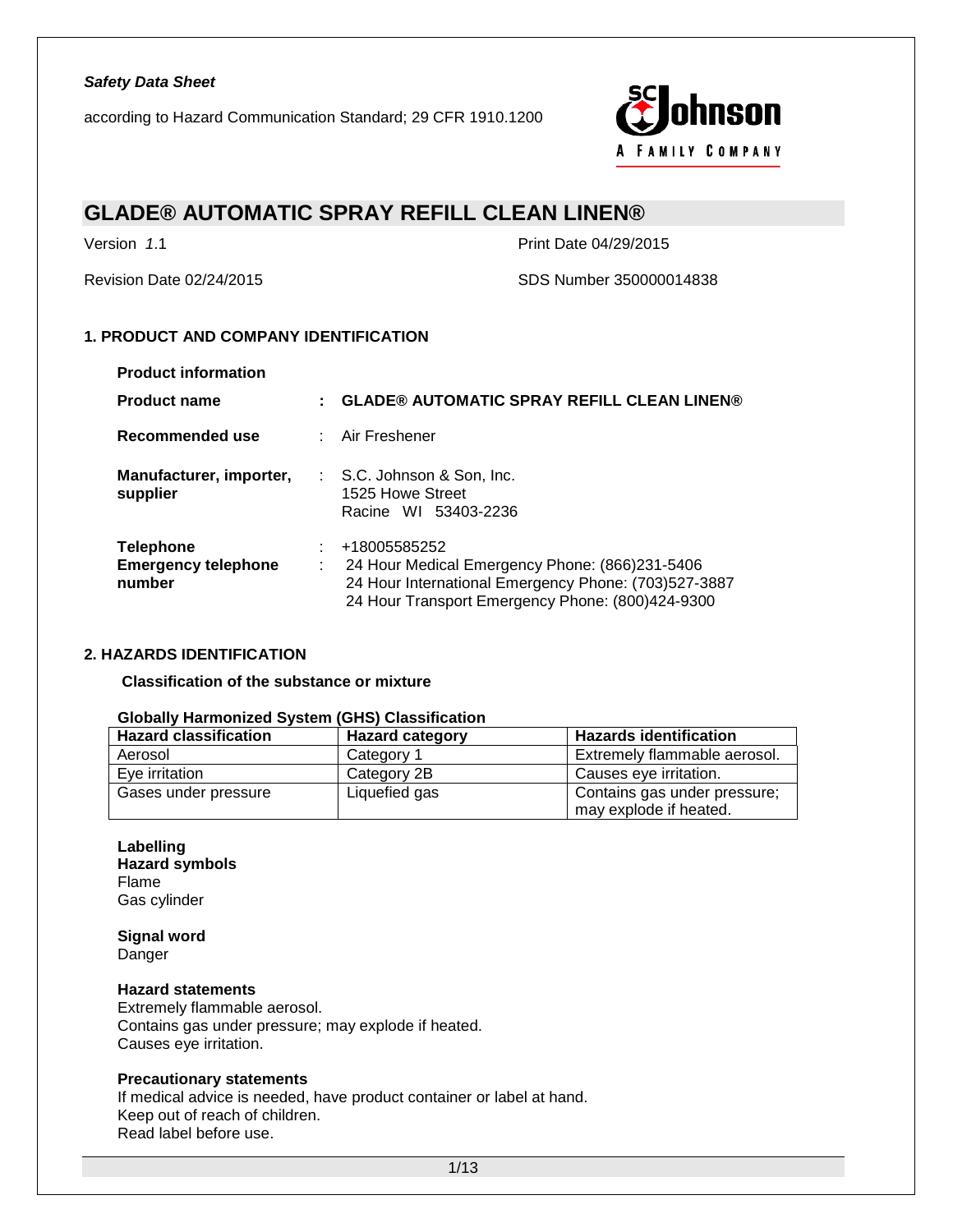*Safety Data Sheet*

according to Hazard Communication Standard; 29 CFR 1910.1200

# GLADE® AUTOMATIC SPRAY REFILL CLEAN LINEN®

Version 1.1

Print Date 04/29/2015

Revision Date 02/24/2015

SDS Number 350000014838

## 1. PRODUCT AND COMPANY IDENTIFICATION

**Product information**

| | | |
|---|---|---|
| **Product name** | : | **GLADE® AUTOMATIC SPRAY REFILL CLEAN LINEN®** |
| **Recommended use** | : | Air Freshener |
| **Manufacturer, importer, supplier** | : | S.C. Johnson & Son, Inc.<br>1525 Howe Street<br>Racine WI 53403-2236 |
| **Telephone** | : | +18005585252 |
| **Emergency telephone number** | : | 24 Hour Medical Emergency Phone: (866)231-5406<br>24 Hour International Emergency Phone: (703)527-3887<br>24 Hour Transport Emergency Phone: (800)424-9300 |

## 2. HAZARDS IDENTIFICATION

**Classification of the substance or mixture**

**Globally Harmonized System (GHS) Classification**

| Hazard classification | Hazard category | Hazards identification |
|---|---|---|
| Aerosol | Category 1 | Extremely flammable aerosol. |
| Eye irritation | Category 2B | Causes eye irritation. |
| Gases under pressure | Liquefied gas | Contains gas under pressure; may explode if heated. |

**Labelling**
**Hazard symbols**
Flame
Gas cylinder

**Signal word**
Danger

**Hazard statements**
Extremely flammable aerosol.
Contains gas under pressure; may explode if heated.
Causes eye irritation.

**Precautionary statements**
If medical advice is needed, have product container or label at hand.
Keep out of reach of children.
Read label before use.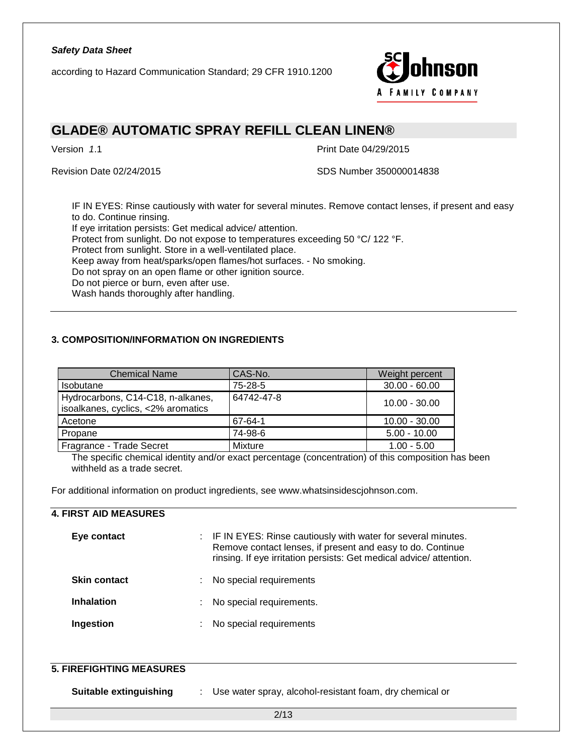IF IN EYES: Rinse cautiously with water for several minutes. Remove contact lenses, if present and easy to do. Continue rinsing.
If eye irritation persists: Get medical advice/ attention.
Protect from sunlight. Do not expose to temperatures exceeding 50 °C/ 122 °F.
Protect from sunlight. Store in a well-ventilated place.
Keep away from heat/sparks/open flames/hot surfaces. - No smoking.
Do not spray on an open flame or other ignition source.
Do not pierce or burn, even after use.
Wash hands thoroughly after handling.

## 3. COMPOSITION/INFORMATION ON INGREDIENTS

| Chemical Name | CAS-No. | Weight percent |
|---|---|---|
| Isobutane | 75-28-5 | 30.00 - 60.00 |
| Hydrocarbons, C14-C18, n-alkanes, isoalkanes, cyclics, <2% aromatics | 64742-47-8 | 10.00 - 30.00 |
| Acetone | 67-64-1 | 10.00 - 30.00 |
| Propane | 74-98-6 | 5.00 - 10.00 |
| Fragrance - Trade Secret | Mixture | 1.00 - 5.00 |

The specific chemical identity and/or exact percentage (concentration) of this composition has been withheld as a trade secret.

For additional information on product ingredients, see www.whatsinsidescjohnson.com.

## 4. FIRST AID MEASURES

**Eye contact** : IF IN EYES: Rinse cautiously with water for several minutes. Remove contact lenses, if present and easy to do. Continue rinsing. If eye irritation persists: Get medical advice/ attention.

**Skin contact** : No special requirements

**Inhalation** : No special requirements.

**Ingestion** : No special requirements

## 5. FIREFIGHTING MEASURES

**Suitable extinguishing** : Use water spray, alcohol-resistant foam, dry chemical or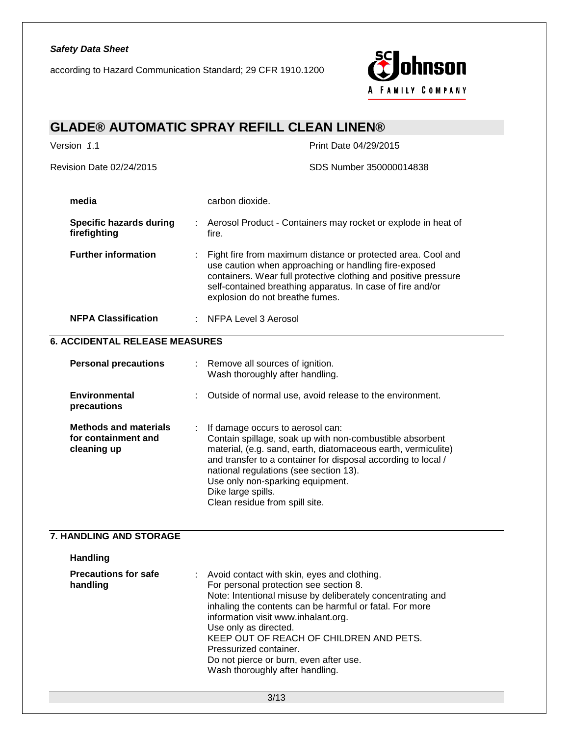| | | |
|---|---|---|
| **media** | | carbon dioxide. |
| **Specific hazards during firefighting** | : | Aerosol Product - Containers may rocket or explode in heat of fire. |
| **Further information** | : | Fight fire from maximum distance or protected area. Cool and use caution when approaching or handling fire-exposed containers. Wear full protective clothing and positive pressure self-contained breathing apparatus. In case of fire and/or explosion do not breathe fumes. |
| **NFPA Classification** | : | NFPA Level 3 Aerosol |

## 6. ACCIDENTAL RELEASE MEASURES

| | | |
|---|---|---|
| **Personal precautions** | : | Remove all sources of ignition.<br>Wash thoroughly after handling. |
| **Environmental precautions** | : | Outside of normal use, avoid release to the environment. |
| **Methods and materials for containment and cleaning up** | : | If damage occurs to aerosol can:<br>Contain spillage, soak up with non-combustible absorbent material, (e.g. sand, earth, diatomaceous earth, vermiculite) and transfer to a container for disposal according to local / national regulations (see section 13).<br>Use only non-sparking equipment.<br>Dike large spills.<br>Clean residue from spill site. |

## 7. HANDLING AND STORAGE

**Handling**

| | | |
|---|---|---|
| **Precautions for safe handling** | : | Avoid contact with skin, eyes and clothing.<br>For personal protection see section 8.<br>Note: Intentional misuse by deliberately concentrating and inhaling the contents can be harmful or fatal. For more information visit www.inhalant.org.<br>Use only as directed.<br>KEEP OUT OF REACH OF CHILDREN AND PETS.<br>Pressurized container.<br>Do not pierce or burn, even after use.<br>Wash thoroughly after handling. |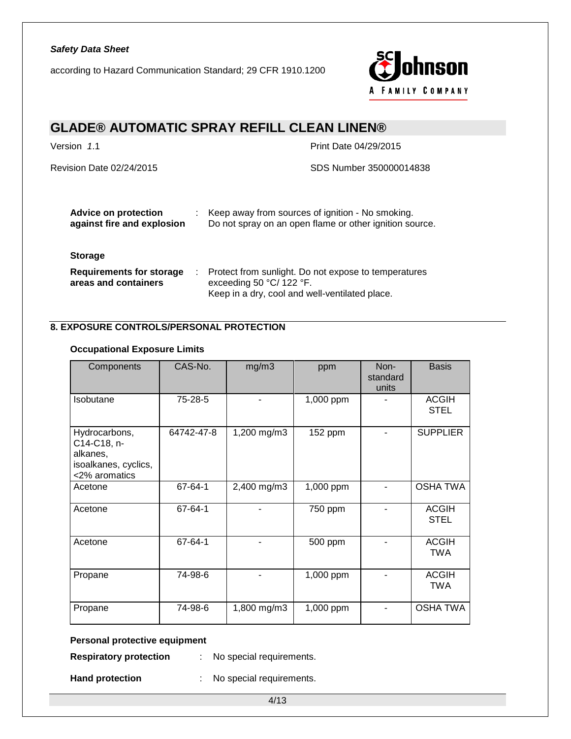| | | |
|---|---|---|
| **Advice on protection against fire and explosion** | : | Keep away from sources of ignition - No smoking. Do not spray on an open flame or other ignition source. |

**Storage**

| | | |
|---|---|---|
| **Requirements for storage areas and containers** | : | Protect from sunlight. Do not expose to temperatures exceeding 50 °C/ 122 °F. Keep in a dry, cool and well-ventilated place. |

## 8. EXPOSURE CONTROLS/PERSONAL PROTECTION

**Occupational Exposure Limits**

| Components | CAS-No. | mg/m3 | ppm | Non-standard units | Basis |
|---|---|---|---|---|---|
| Isobutane | 75-28-5 | - | 1,000 ppm | - | ACGIH STEL |
| Hydrocarbons, C14-C18, n-alkanes, isoalkanes, cyclics, <2% aromatics | 64742-47-8 | 1,200 mg/m3 | 152 ppm | - | SUPPLIER |
| Acetone | 67-64-1 | 2,400 mg/m3 | 1,000 ppm | - | OSHA TWA |
| Acetone | 67-64-1 | - | 750 ppm | - | ACGIH STEL |
| Acetone | 67-64-1 | - | 500 ppm | - | ACGIH TWA |
| Propane | 74-98-6 | - | 1,000 ppm | - | ACGIH TWA |
| Propane | 74-98-6 | 1,800 mg/m3 | 1,000 ppm | - | OSHA TWA |

**Personal protective equipment**

| | | |
|---|---|---|
| **Respiratory protection** | : | No special requirements. |
| **Hand protection** | : | No special requirements. |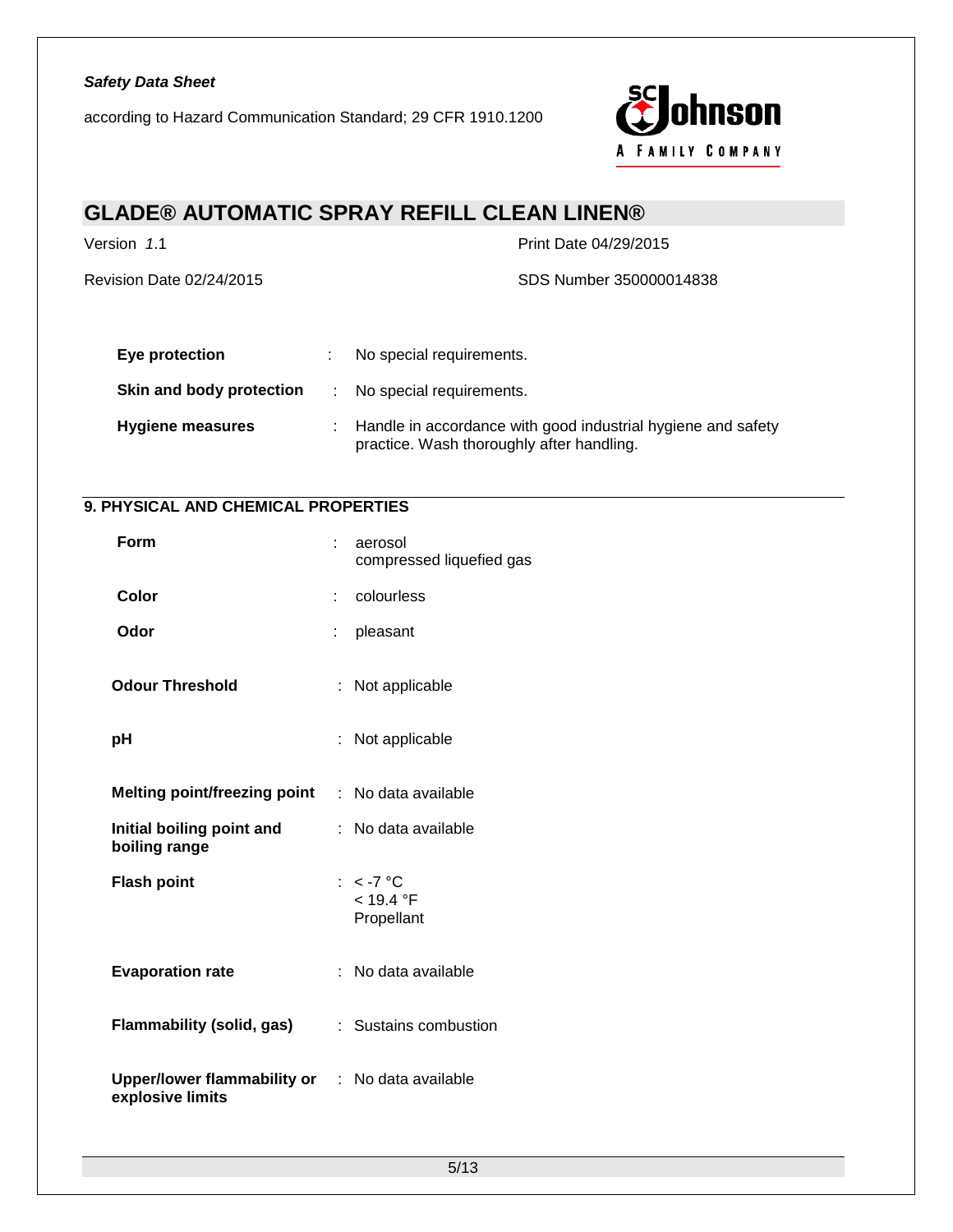| | | |
|---|---|---|
| **Eye protection** | : | No special requirements. |
| **Skin and body protection** | : | No special requirements. |
| **Hygiene measures** | : | Handle in accordance with good industrial hygiene and safety practice. Wash thoroughly after handling. |

## 9. PHYSICAL AND CHEMICAL PROPERTIES

| | | |
|---|---|---|
| **Form** | : | aerosol<br>compressed liquefied gas |
| **Color** | : | colourless |
| **Odor** | : | pleasant |
| **Odour Threshold** | : | Not applicable |
| **pH** | : | Not applicable |
| **Melting point/freezing point** | : | No data available |
| **Initial boiling point and boiling range** | : | No data available |
| **Flash point** | : | < -7 °C<br>< 19.4 °F<br>Propellant |
| **Evaporation rate** | : | No data available |
| **Flammability (solid, gas)** | : | Sustains combustion |
| **Upper/lower flammability or explosive limits** | : | No data available |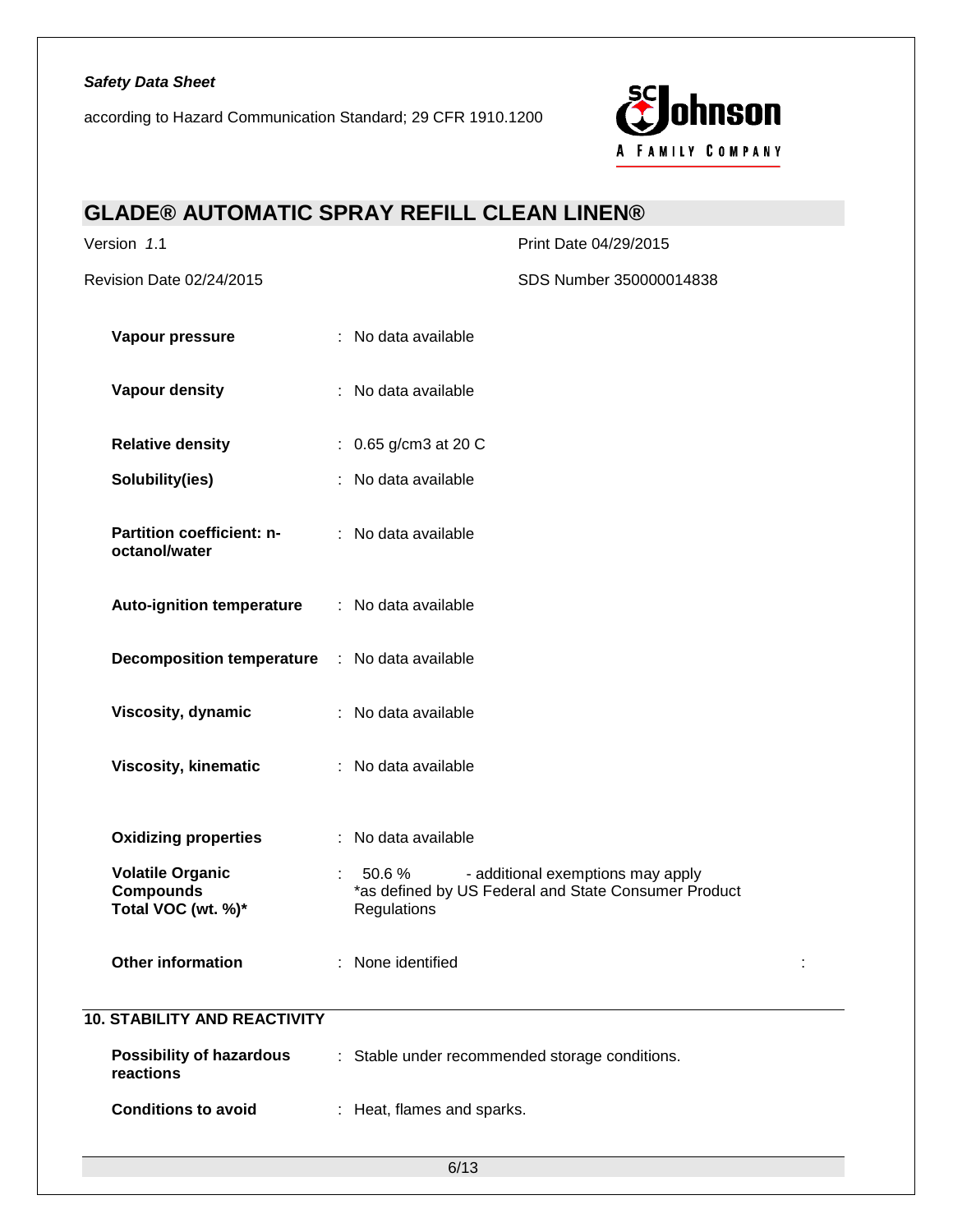| | | |
|---|---|---|
| **Vapour pressure** | : | No data available |
| **Vapour density** | : | No data available |
| **Relative density** | : | 0.65 g/cm3 at 20 C |
| **Solubility(ies)** | : | No data available |
| **Partition coefficient: n-octanol/water** | : | No data available |
| **Auto-ignition temperature** | : | No data available |
| **Decomposition temperature** | : | No data available |
| **Viscosity, dynamic** | : | No data available |
| **Viscosity, kinematic** | : | No data available |
| **Oxidizing properties** | : | No data available |
| **Volatile Organic Compounds Total VOC (wt. %)*** | : | 50.6 % - additional exemptions may apply *as defined by US Federal and State Consumer Product Regulations |
| **Other information** | : | None identified |

## 10. STABILITY AND REACTIVITY

| | | |
|---|---|---|
| **Possibility of hazardous reactions** | : | Stable under recommended storage conditions. |
| **Conditions to avoid** | : | Heat, flames and sparks. |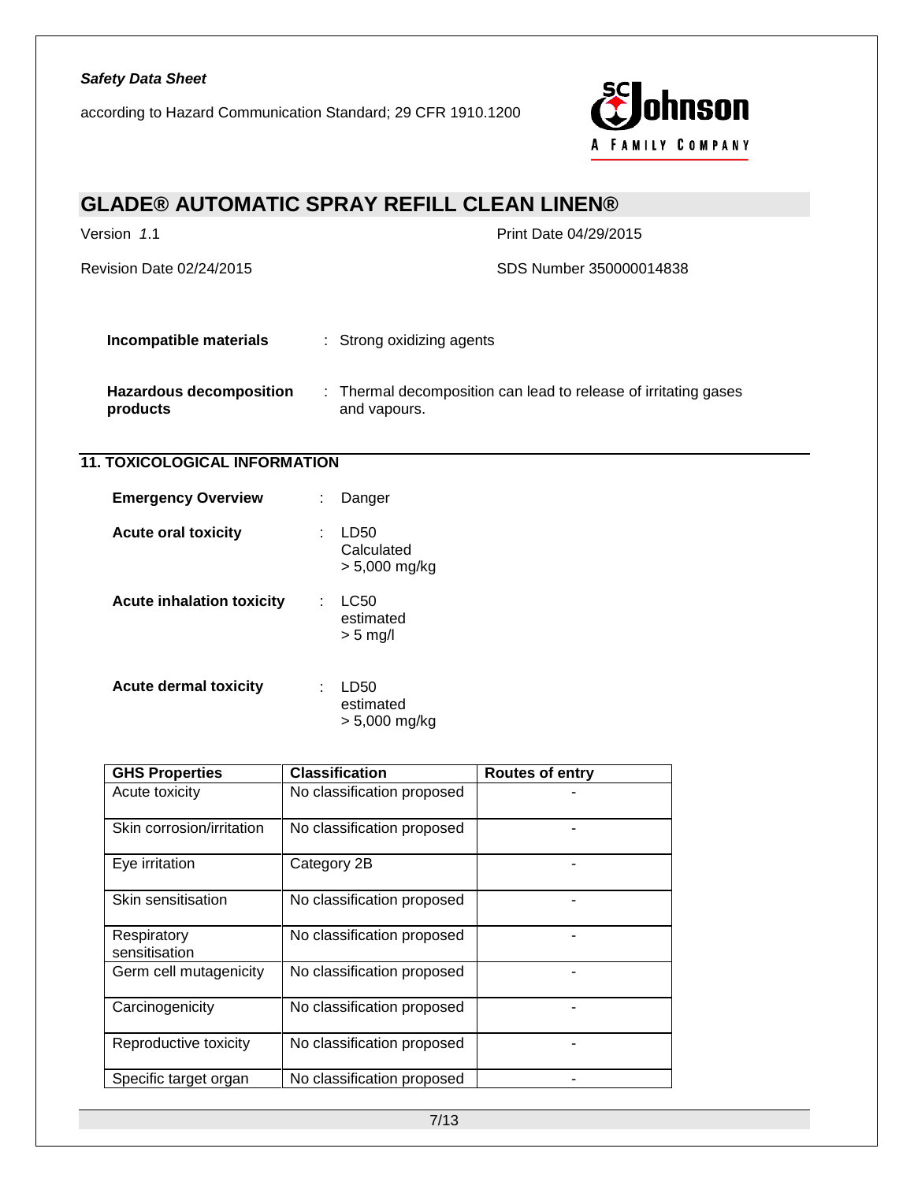| | | |
|---|---|---|
| **Incompatible materials** | : | Strong oxidizing agents |
| **Hazardous decomposition products** | : | Thermal decomposition can lead to release of irritating gases and vapours. |

## 11. TOXICOLOGICAL INFORMATION

| | | |
|---|---|---|
| **Emergency Overview** | : | Danger |
| **Acute oral toxicity** | : | LD50<br>Calculated<br>> 5,000 mg/kg |
| **Acute inhalation toxicity** | : | LC50<br>estimated<br>> 5 mg/l |
| **Acute dermal toxicity** | : | LD50<br>estimated<br>> 5,000 mg/kg |

| GHS Properties | Classification | Routes of entry |
|---|---|---|
| Acute toxicity | No classification proposed | - |
| Skin corrosion/irritation | No classification proposed | - |
| Eye irritation | Category 2B | - |
| Skin sensitisation | No classification proposed | - |
| Respiratory sensitisation | No classification proposed | - |
| Germ cell mutagenicity | No classification proposed | - |
| Carcinogenicity | No classification proposed | - |
| Reproductive toxicity | No classification proposed | - |
| Specific target organ | No classification proposed | - |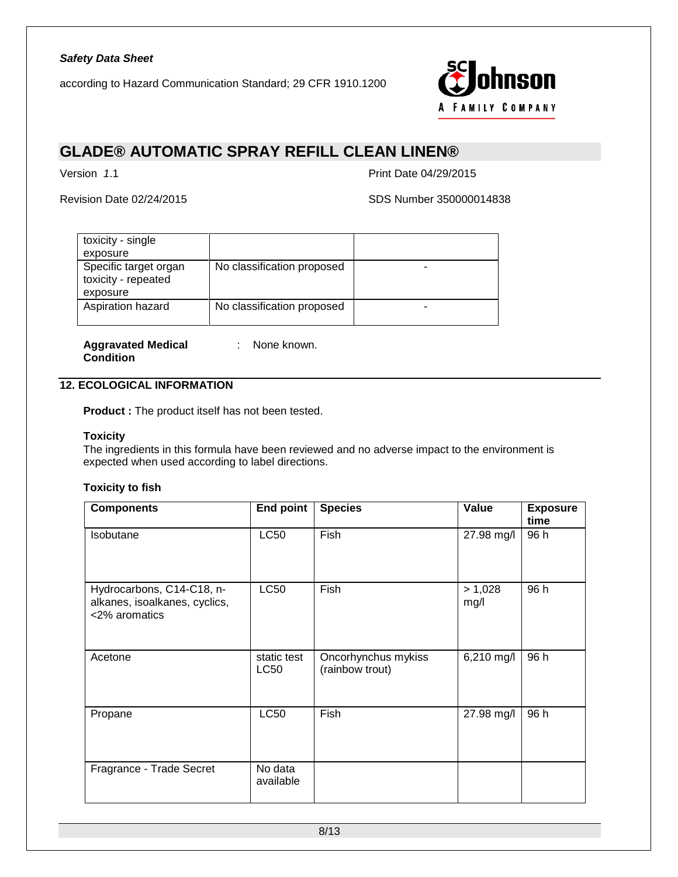| toxicity - single exposure | | |
|---|---|---|
| Specific target organ toxicity - repeated exposure | No classification proposed | - |
| Aspiration hazard | No classification proposed | - |

**Aggravated Medical Condition** : None known.

## 12. ECOLOGICAL INFORMATION

**Product :** The product itself has not been tested.

**Toxicity**

The ingredients in this formula have been reviewed and no adverse impact to the environment is expected when used according to label directions.

**Toxicity to fish**

| Components | End point | Species | Value | Exposure time |
|---|---|---|---|---|
| Isobutane | LC50 | Fish | 27.98 mg/l | 96 h |
| Hydrocarbons, C14-C18, n-alkanes, isoalkanes, cyclics, <2% aromatics | LC50 | Fish | > 1,028 mg/l | 96 h |
| Acetone | static test LC50 | Oncorhynchus mykiss (rainbow trout) | 6,210 mg/l | 96 h |
| Propane | LC50 | Fish | 27.98 mg/l | 96 h |
| Fragrance - Trade Secret | No data available | | | |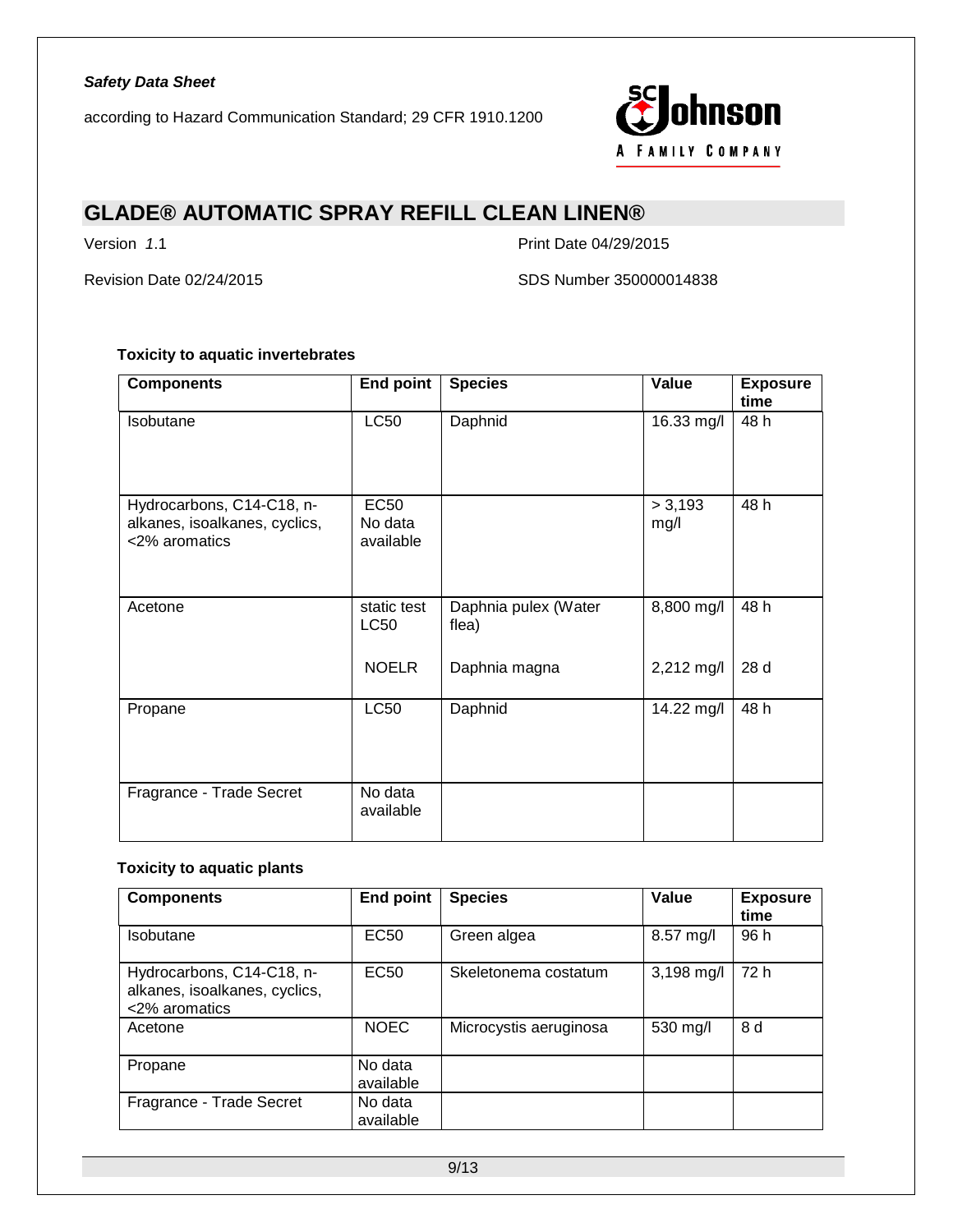**Toxicity to aquatic invertebrates**

| Components | End point | Species | Value | Exposure time |
|---|---|---|---|---|
| Isobutane | LC50 | Daphnid | 16.33 mg/l | 48 h |
| Hydrocarbons, C14-C18, n-alkanes, isoalkanes, cyclics, <2% aromatics | EC50 No data available | | > 3,193 mg/l | 48 h |
| Acetone | static test LC50 | Daphnia pulex (Water flea) | 8,800 mg/l | 48 h |
| | NOELR | Daphnia magna | 2,212 mg/l | 28 d |
| Propane | LC50 | Daphnid | 14.22 mg/l | 48 h |
| Fragrance - Trade Secret | No data available | | | |

**Toxicity to aquatic plants**

| Components | End point | Species | Value | Exposure time |
|---|---|---|---|---|
| Isobutane | EC50 | Green algea | 8.57 mg/l | 96 h |
| Hydrocarbons, C14-C18, n-alkanes, isoalkanes, cyclics, <2% aromatics | EC50 | Skeletonema costatum | 3,198 mg/l | 72 h |
| Acetone | NOEC | Microcystis aeruginosa | 530 mg/l | 8 d |
| Propane | No data available | | | |
| Fragrance - Trade Secret | No data available | | | |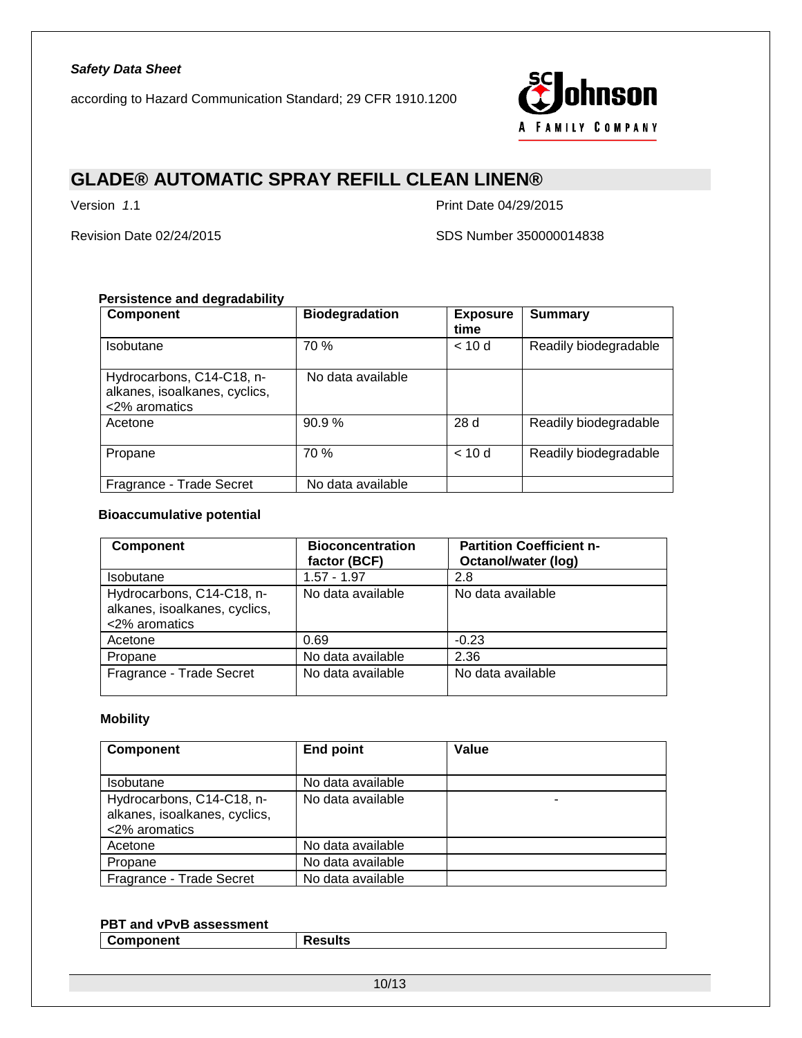**Persistence and degradability**

| Component | Biodegradation | Exposure time | Summary |
|---|---|---|---|
| Isobutane | 70 % | < 10 d | Readily biodegradable |
| Hydrocarbons, C14-C18, n-alkanes, isoalkanes, cyclics, <2% aromatics | No data available | | |
| Acetone | 90.9 % | 28 d | Readily biodegradable |
| Propane | 70 % | < 10 d | Readily biodegradable |
| Fragrance - Trade Secret | No data available | | |

**Bioaccumulative potential**

| Component | Bioconcentration factor (BCF) | Partition Coefficient n-Octanol/water (log) |
|---|---|---|
| Isobutane | 1.57 - 1.97 | 2.8 |
| Hydrocarbons, C14-C18, n-alkanes, isoalkanes, cyclics, <2% aromatics | No data available | No data available |
| Acetone | 0.69 | -0.23 |
| Propane | No data available | 2.36 |
| Fragrance - Trade Secret | No data available | No data available |

**Mobility**

| Component | End point | Value |
|---|---|---|
| Isobutane | No data available | |
| Hydrocarbons, C14-C18, n-alkanes, isoalkanes, cyclics, <2% aromatics | No data available | - |
| Acetone | No data available | |
| Propane | No data available | |
| Fragrance - Trade Secret | No data available | |

**PBT and vPvB assessment**

| Component | Results |
|---|---|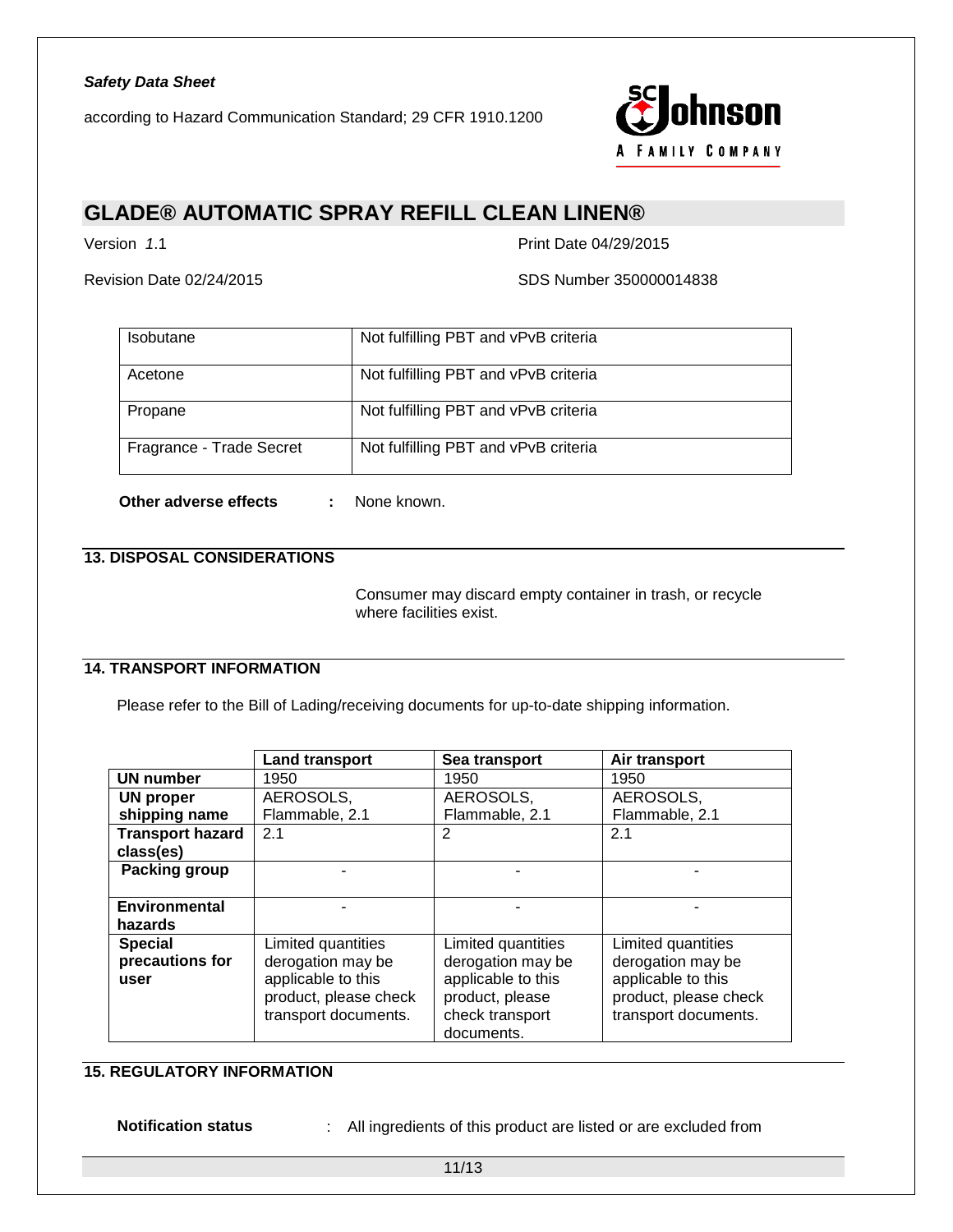| Isobutane | Not fulfilling PBT and vPvB criteria |
|---|---|
| Acetone | Not fulfilling PBT and vPvB criteria |
| Propane | Not fulfilling PBT and vPvB criteria |
| Fragrance - Trade Secret | Not fulfilling PBT and vPvB criteria |

**Other adverse effects** : None known.

## 13. DISPOSAL CONSIDERATIONS

Consumer may discard empty container in trash, or recycle where facilities exist.

## 14. TRANSPORT INFORMATION

Please refer to the Bill of Lading/receiving documents for up-to-date shipping information.

| | Land transport | Sea transport | Air transport |
|---|---|---|---|
| **UN number** | 1950 | 1950 | 1950 |
| **UN proper shipping name** | AEROSOLS, Flammable, 2.1 | AEROSOLS, Flammable, 2.1 | AEROSOLS, Flammable, 2.1 |
| **Transport hazard class(es)** | 2.1 | 2 | 2.1 |
| **Packing group** | - | - | - |
| **Environmental hazards** | - | - | - |
| **Special precautions for user** | Limited quantities derogation may be applicable to this product, please check transport documents. | Limited quantities derogation may be applicable to this product, please check transport documents. | Limited quantities derogation may be applicable to this product, please check transport documents. |

## 15. REGULATORY INFORMATION

**Notification status** : All ingredients of this product are listed or are excluded from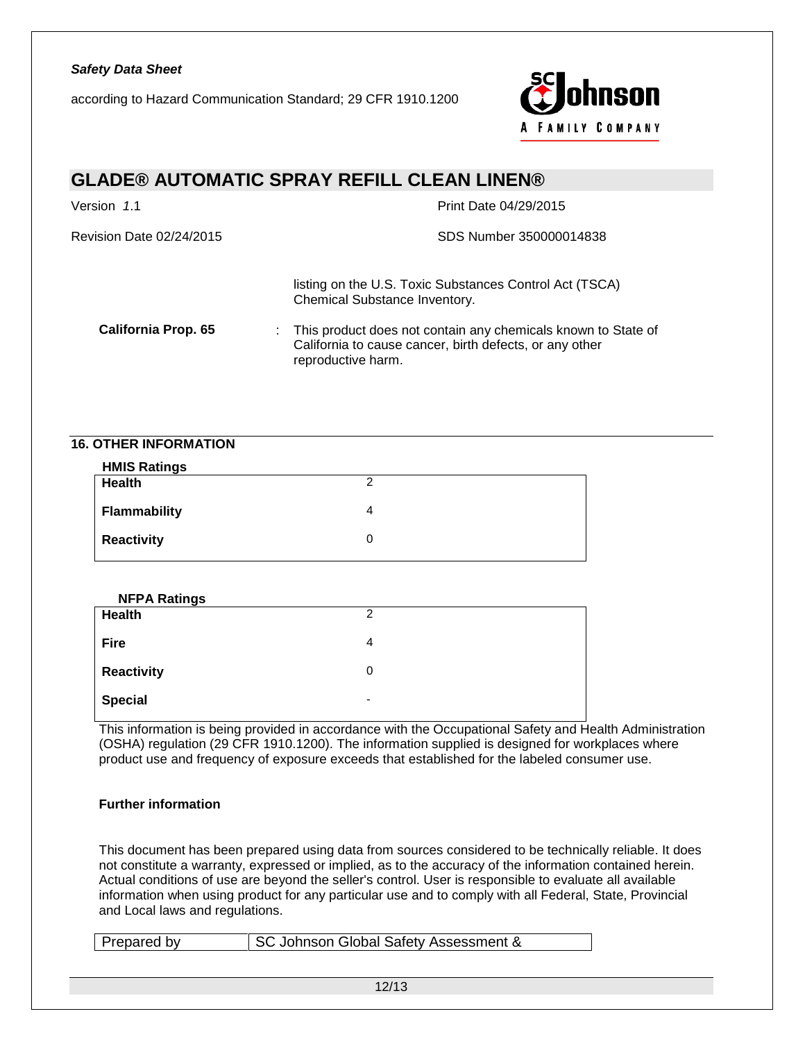listing on the U.S. Toxic Substances Control Act (TSCA) Chemical Substance Inventory.

**California Prop. 65** : This product does not contain any chemicals known to State of California to cause cancer, birth defects, or any other reproductive harm.

## 16. OTHER INFORMATION

**HMIS Ratings**

| | |
|---|---|
| **Health** | 2 |
| **Flammability** | 4 |
| **Reactivity** | 0 |

**NFPA Ratings**

| | |
|---|---|
| **Health** | 2 |
| **Fire** | 4 |
| **Reactivity** | 0 |
| **Special** | - |

This information is being provided in accordance with the Occupational Safety and Health Administration (OSHA) regulation (29 CFR 1910.1200). The information supplied is designed for workplaces where product use and frequency of exposure exceeds that established for the labeled consumer use.

**Further information**

This document has been prepared using data from sources considered to be technically reliable. It does not constitute a warranty, expressed or implied, as to the accuracy of the information contained herein. Actual conditions of use are beyond the seller's control. User is responsible to evaluate all available information when using product for any particular use and to comply with all Federal, State, Provincial and Local laws and regulations.

| Prepared by | SC Johnson Global Safety Assessment & |
|---|---|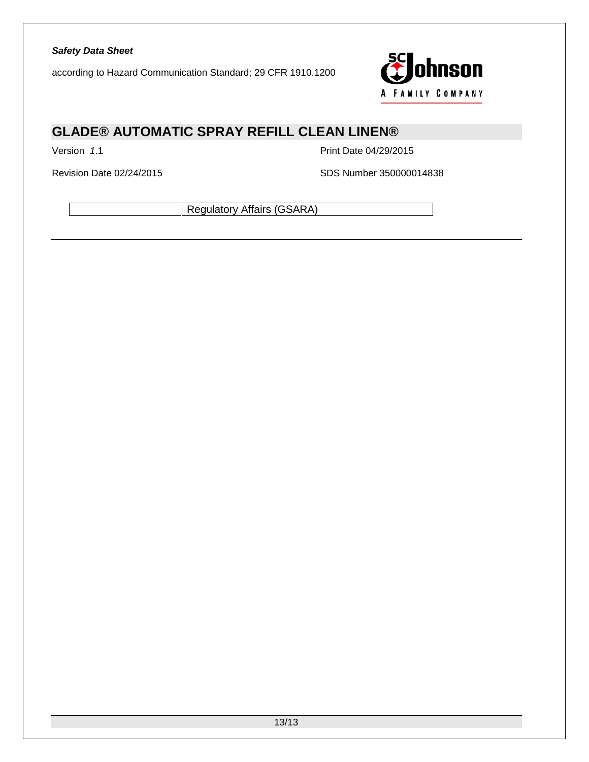| | |
|---|---|
| | Regulatory Affairs (GSARA) |